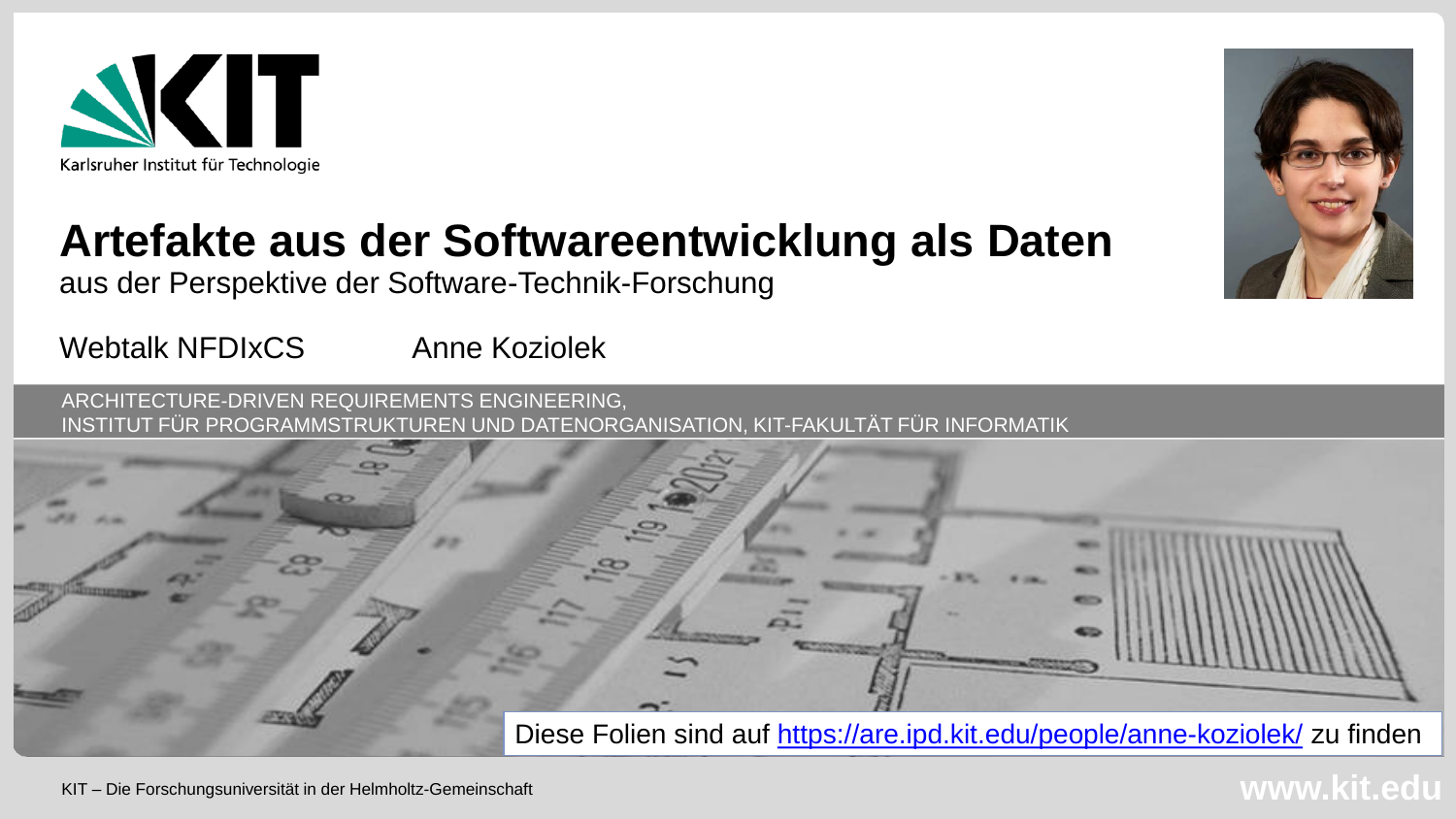Karlsruher Institut für Technologie

# Artefakte aus der Softwareentwicklung als Daten

aus der Perspektive der Software-Technik-Forschung

Webtalk NFDIxCS Anne Koziolek

ARCHITECTURE-DRIVEN REQUIREMENTS ENGINEERING,
INSTITUT FÜR PROGRAMMSTRUKTUREN UND DATENORGANISATION, KIT-FAKULTÄT FÜR INFORMATIK

Diese Folien sind auf [https://are.ipd.kit.edu/people/anne-koziolek/](https://are.ipd.kit.edu/people/anne-koziolek/) zu finden

KIT – Die Forschungsuniversität in der Helmholtz-Gemeinschaft

www.kit.edu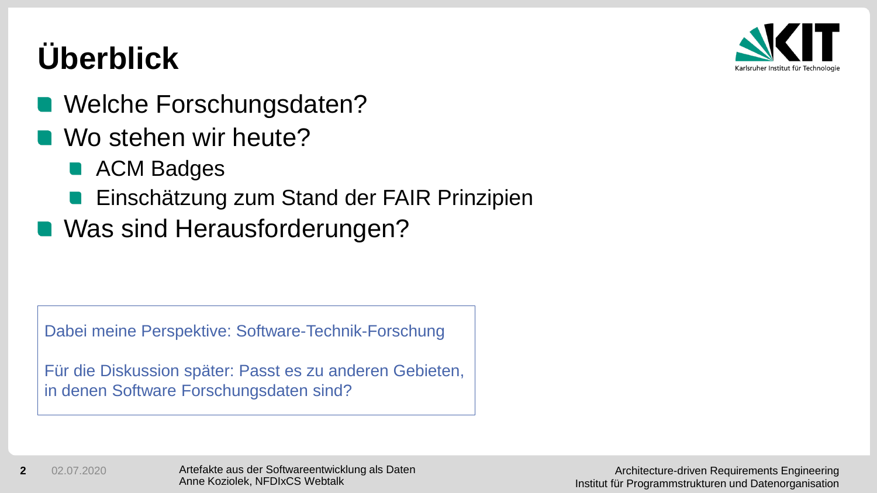# Überblick

- Welche Forschungsdaten?
- Wo stehen wir heute?
  - ACM Badges
  - Einschätzung zum Stand der FAIR Prinzipien
- Was sind Herausforderungen?

Dabei meine Perspektive: Software-Technik-Forschung

Für die Diskussion später: Passt es zu anderen Gebieten, in denen Software Forschungsdaten sind?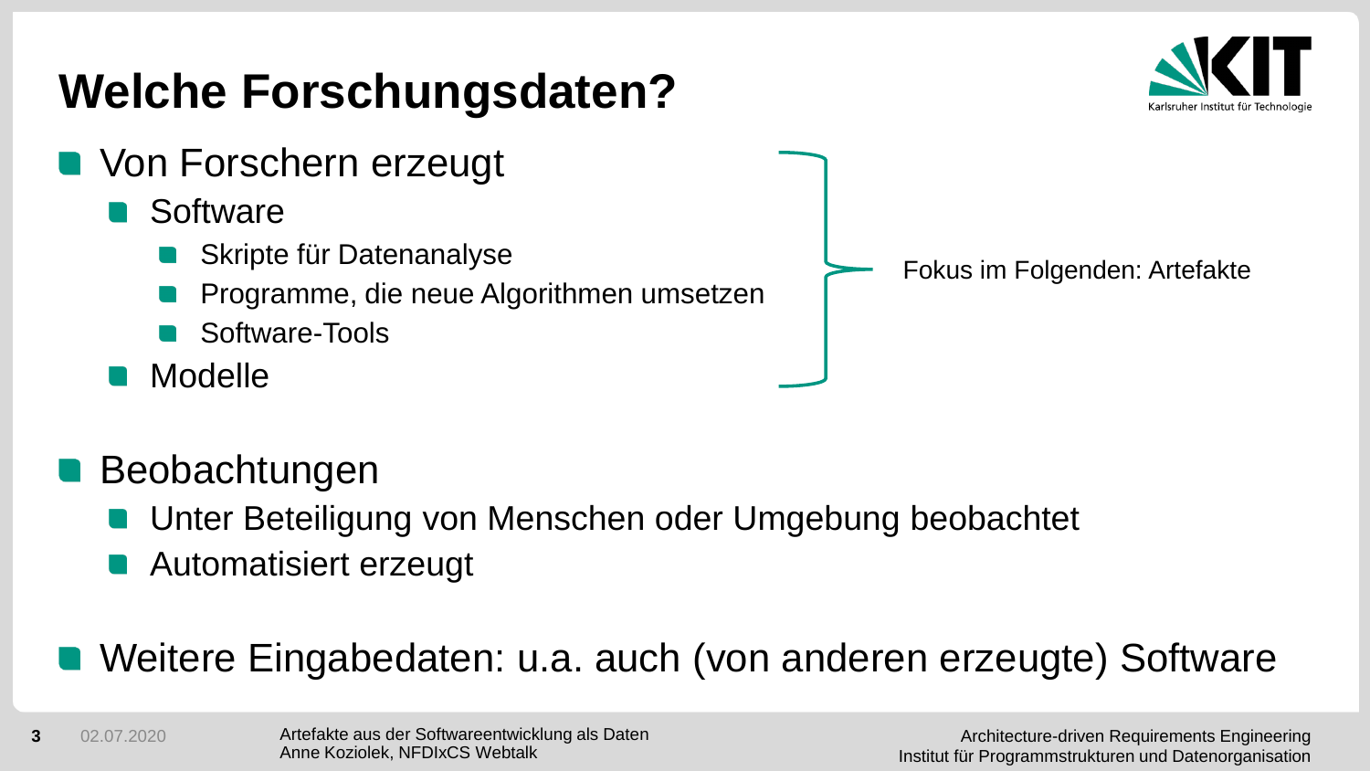# Welche Forschungsdaten?

- Von Forschern erzeugt
  - Software
    - Skripte für Datenanalyse
    - Programme, die neue Algorithmen umsetzen
    - Software-Tools
  - Modelle

Fokus im Folgenden: Artefakte

- Beobachtungen
  - Unter Beteiligung von Menschen oder Umgebung beobachtet
  - Automatisiert erzeugt
- Weitere Eingabedaten: u.a. auch (von anderen erzeugte) Software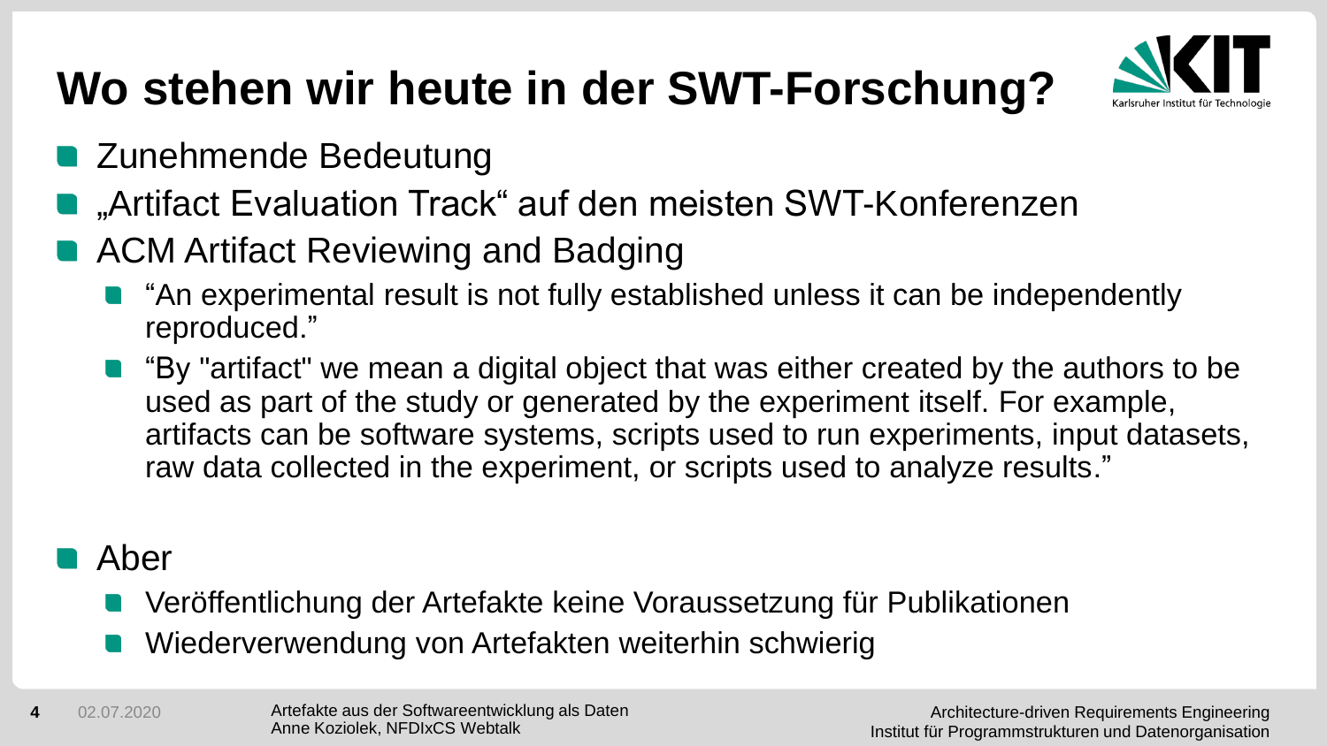# Wo stehen wir heute in der SWT-Forschung?

- Zunehmende Bedeutung
- „Artifact Evaluation Track“ auf den meisten SWT-Konferenzen
- ACM Artifact Reviewing and Badging
  - “An experimental result is not fully established unless it can be independently reproduced.”
  - “By "artifact" we mean a digital object that was either created by the authors to be used as part of the study or generated by the experiment itself. For example, artifacts can be software systems, scripts used to run experiments, input datasets, raw data collected in the experiment, or scripts used to analyze results.”

- Aber
  - Veröffentlichung der Artefakte keine Voraussetzung für Publikationen
  - Wiederverwendung von Artefakten weiterhin schwierig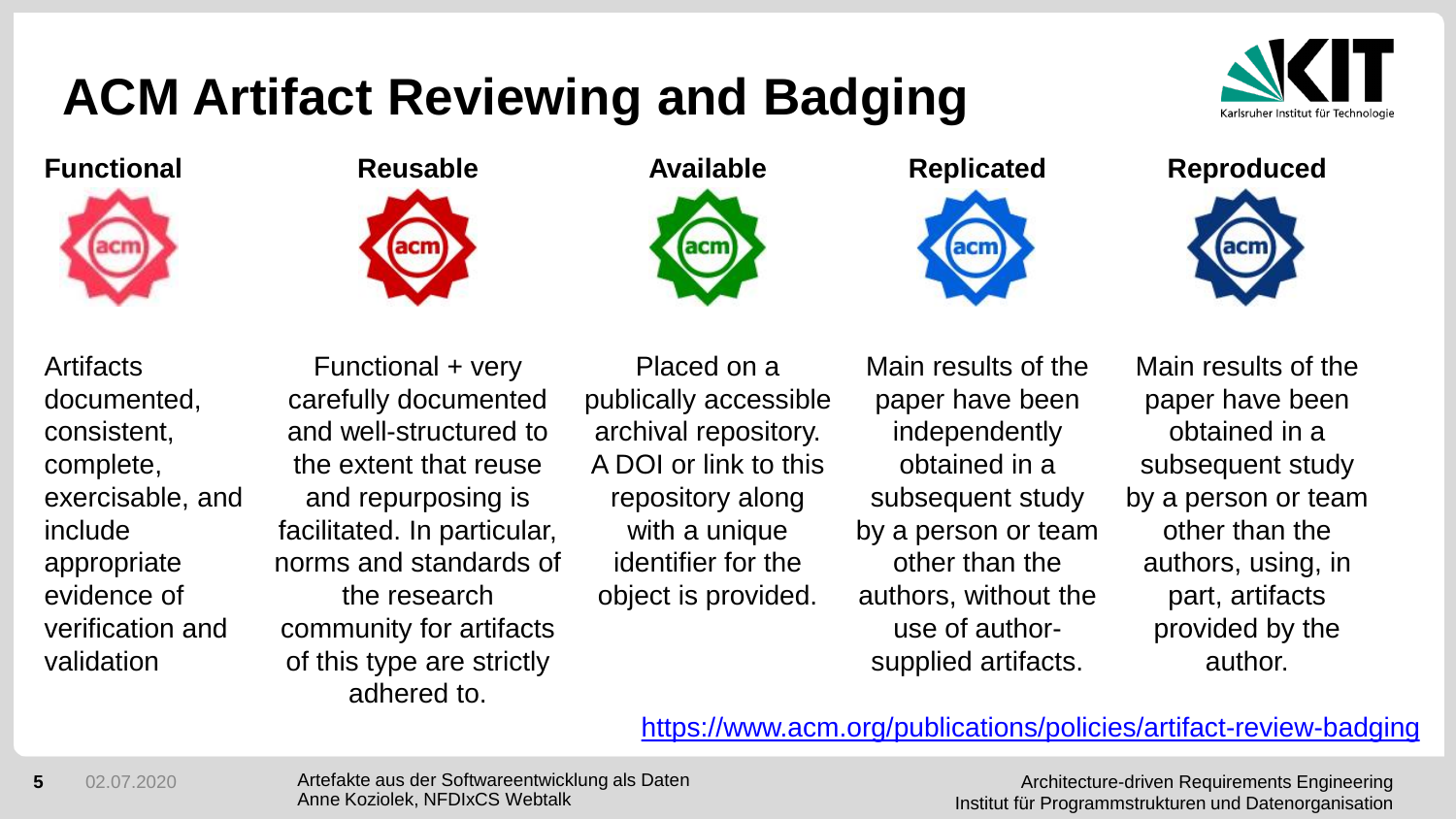# ACM Artifact Reviewing and Badging

| Functional | Reusable | Available | Replicated | Reproduced |
| --- | --- | --- | --- | --- |
| Artifacts documented, consistent, complete, exercisable, and include appropriate evidence of verification and validation | Functional + very carefully documented and well-structured to the extent that reuse and repurposing is facilitated. In particular, norms and standards of the research community for artifacts of this type are strictly adhered to. | Placed on a publically accessible archival repository. A DOI or link to this repository along with a unique identifier for the object is provided. | Main results of the paper have been independently obtained in a subsequent study by a person or team other than the authors, without the use of author-supplied artifacts. | Main results of the paper have been obtained in a subsequent study by a person or team other than the authors, using, in part, artifacts provided by the author. |

https://www.acm.org/publications/policies/artifact-review-badging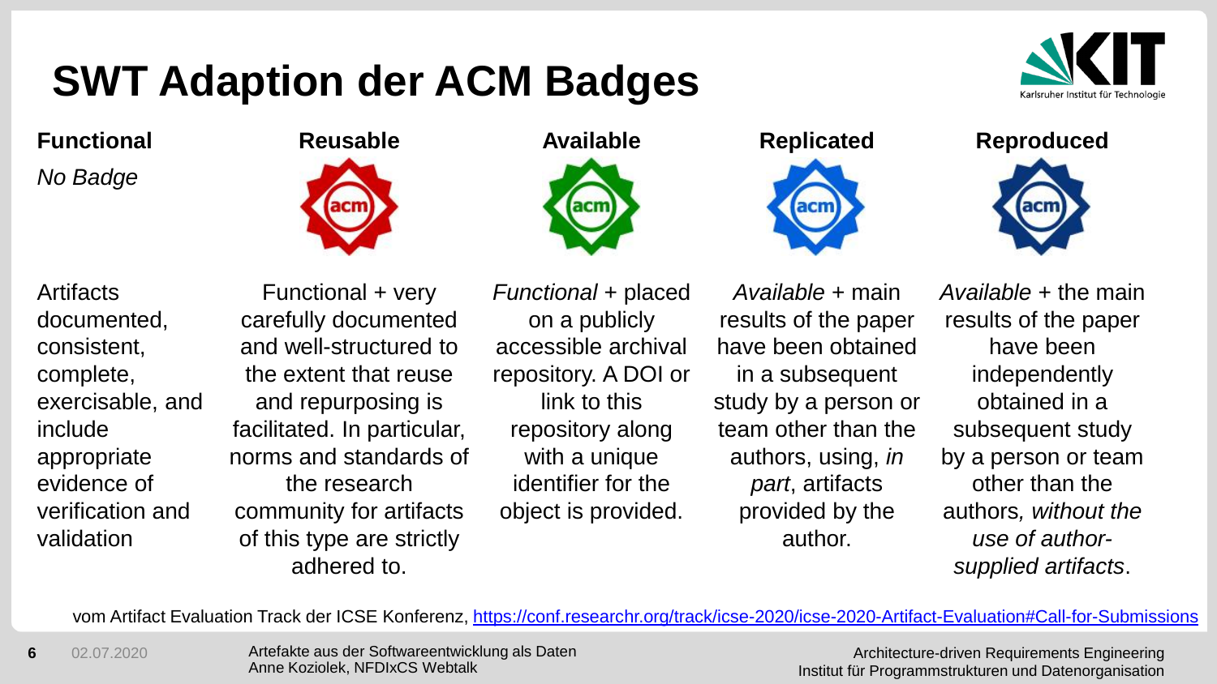# SWT Adaption der ACM Badges

| Functional | Reusable | Available | Replicated | Reproduced |
| --- | --- | --- | --- | --- |
| *No Badge* | | | | |
| Artifacts documented, consistent, complete, exercisable, and include appropriate evidence of verification and validation | Functional + very carefully documented and well-structured to the extent that reuse and repurposing is facilitated. In particular, norms and standards of the research community for artifacts of this type are strictly adhered to. | *Functional* + placed on a publicly accessible archival repository. A DOI or link to this repository along with a unique identifier for the object is provided. | *Available* + main results of the paper have been obtained in a subsequent study by a person or team other than the authors, using, *in part*, artifacts provided by the author. | *Available* + the main results of the paper have been independently obtained in a subsequent study by a person or team other than the authors, *without the use of author-supplied artifacts*. |

vom Artifact Evaluation Track der ICSE Konferenz, [https://conf.researchr.org/track/icse-2020/icse-2020-Artifact-Evaluation#Call-for-Submissions](https://conf.researchr.org/track/icse-2020/icse-2020-Artifact-Evaluation#Call-for-Submissions)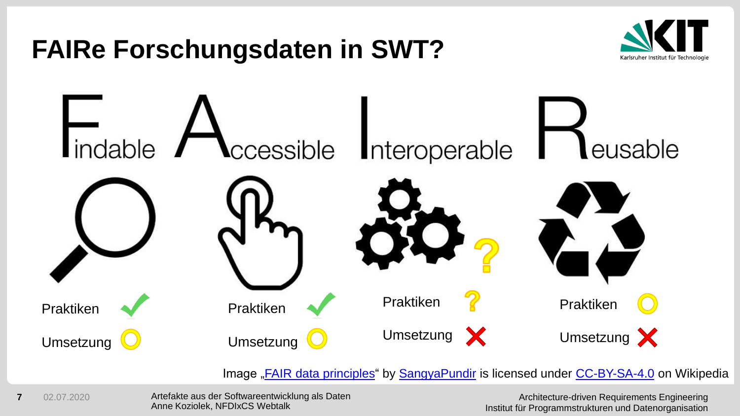# FAIRe Forschungsdaten in SWT?

| Findable | Accessible | Interoperable | Reusable |
|---|---|---|---|
| Praktiken ✔ | Praktiken ✔ | Praktiken ? | Praktiken ○ |
| Umsetzung ○ | Umsetzung ○ | Umsetzung ✘ | Umsetzung ✘ |

Image „FAIR data principles" by SangyaPundir is licensed under CC-BY-SA-4.0 on Wikipedia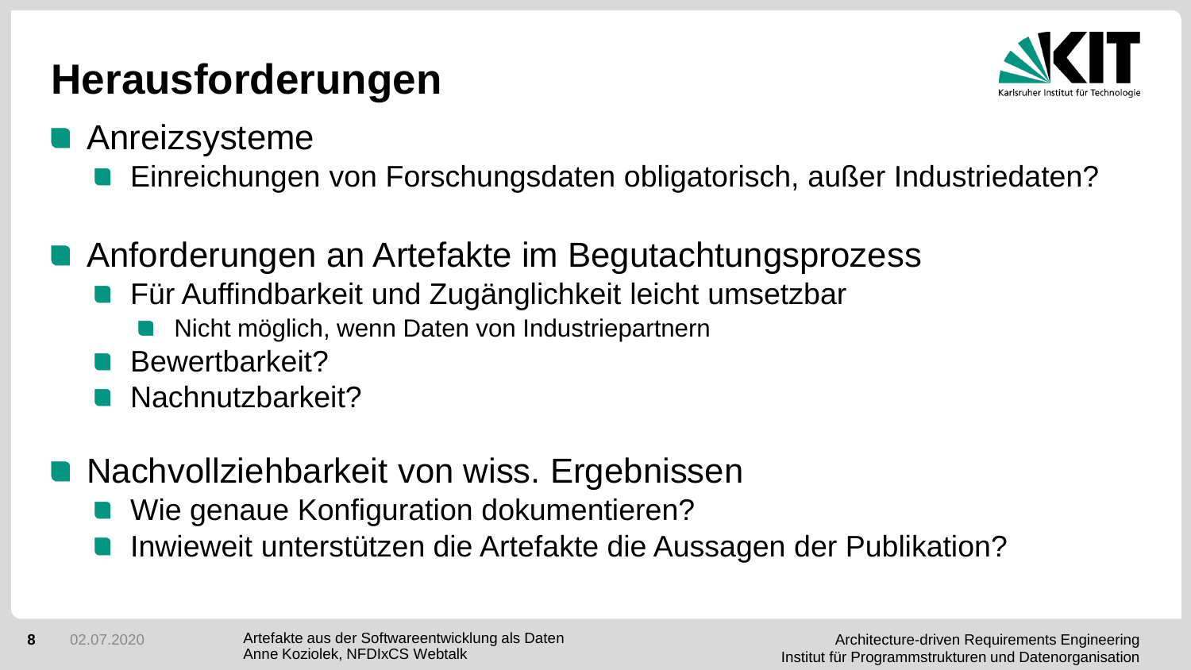# Herausforderungen

- Anreizsysteme
  - Einreichungen von Forschungsdaten obligatorisch, außer Industriedaten?

- Anforderungen an Artefakte im Begutachtungsprozess
  - Für Auffindbarkeit und Zugänglichkeit leicht umsetzbar
    - Nicht möglich, wenn Daten von Industriepartnern
  - Bewertbarkeit?
  - Nachnutzbarkeit?

- Nachvollziehbarkeit von wiss. Ergebnissen
  - Wie genaue Konfiguration dokumentieren?
  - Inwieweit unterstützen die Artefakte die Aussagen der Publikation?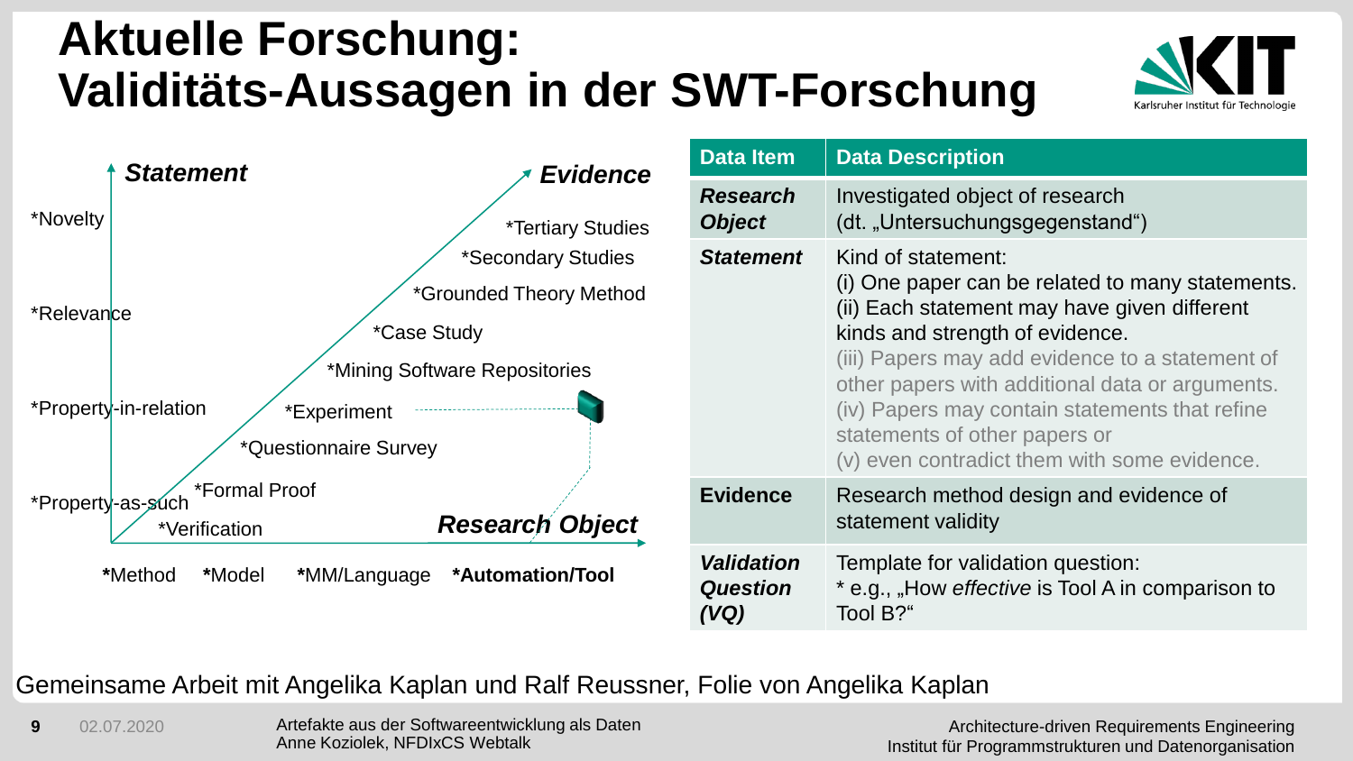# Aktuelle Forschung: Validitäts-Aussagen in der SWT-Forschung

**Statement**

*Novelty
*Relevance
*Property-in-relation
*Property-as-such

**Evidence**

*Tertiary Studies
*Secondary Studies
*Grounded Theory Method
*Case Study
*Mining Software Repositories
*Experiment
*Questionnaire Survey
*Formal Proof
*Verification

**Research Object**

*Method *Model *MM/Language ***Automation/Tool**

| Data Item | Data Description |
|---|---|
| ***Research Object*** | Investigated object of research (dt. „Untersuchungsgegenstand") |
| ***Statement*** | Kind of statement: (i) One paper can be related to many statements. (ii) Each statement may have given different kinds and strength of evidence. (iii) Papers may add evidence to a statement of other papers with additional data or arguments. (iv) Papers may contain statements that refine statements of other papers or (v) even contradict them with some evidence. |
| **Evidence** | Research method design and evidence of statement validity |
| ***Validation Question (VQ)*** | Template for validation question: * e.g., „How *effective* is Tool A in comparison to Tool B?" |

Gemeinsame Arbeit mit Angelika Kaplan und Ralf Reussner, Folie von Angelika Kaplan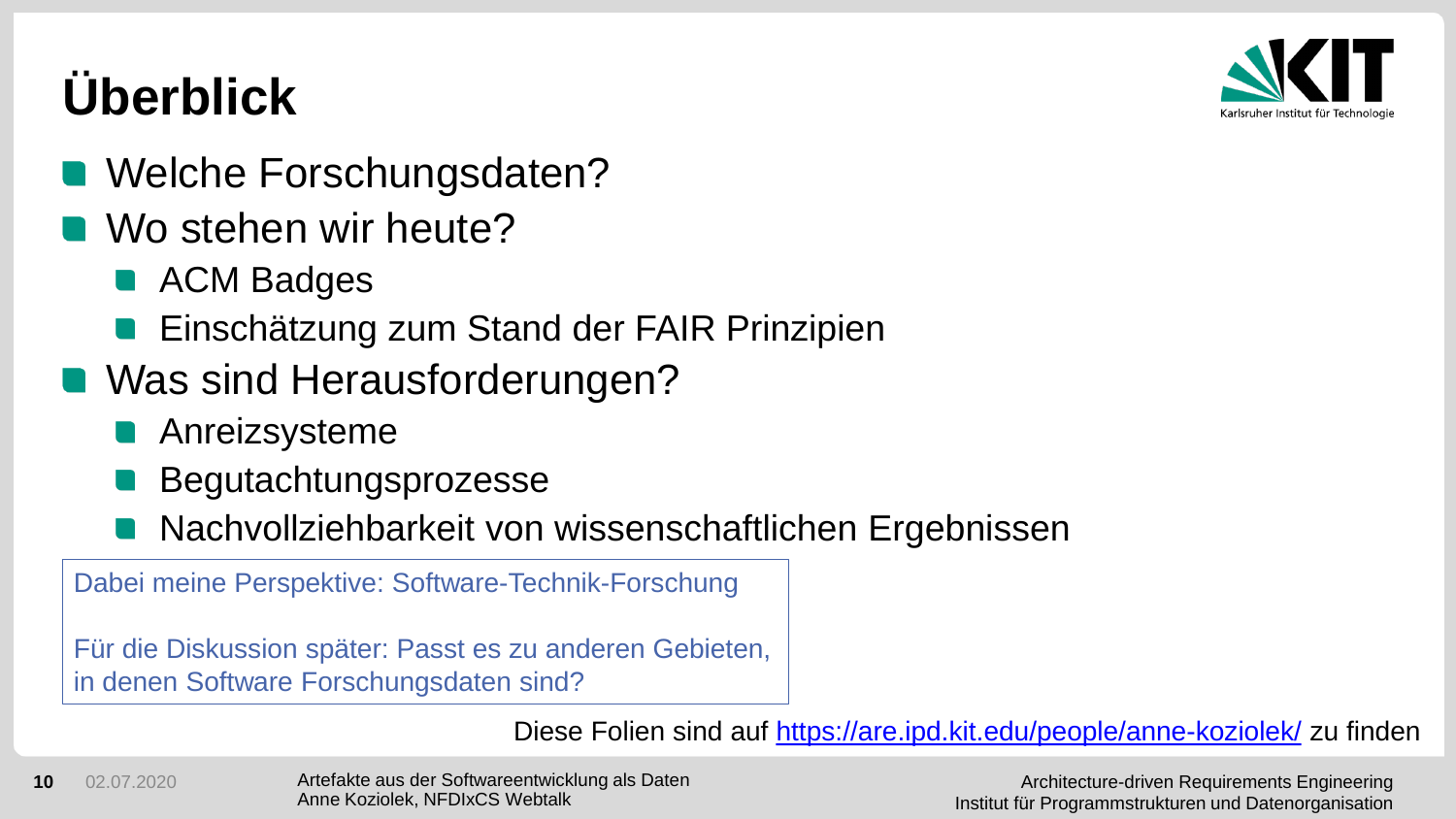# Überblick

- Welche Forschungsdaten?
- Wo stehen wir heute?
  - ACM Badges
  - Einschätzung zum Stand der FAIR Prinzipien
- Was sind Herausforderungen?
  - Anreizsysteme
  - Begutachtungsprozesse
  - Nachvollziehbarkeit von wissenschaftlichen Ergebnissen

> Dabei meine Perspektive: Software-Technik-Forschung
>
> Für die Diskussion später: Passt es zu anderen Gebieten, in denen Software Forschungsdaten sind?

Diese Folien sind auf https://are.ipd.kit.edu/people/anne-koziolek/ zu finden